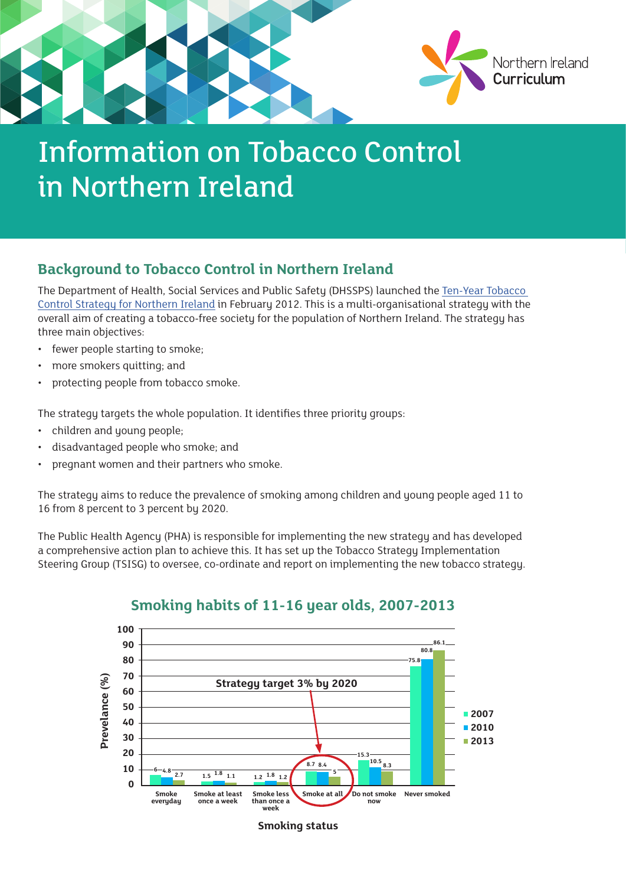# Information on Tobacco Control in Northern Ireland

## Background to Tobacco Control in Northern Ireland

The Department of Health, Social Services and Public Safety (DHSSPS) launched the Ten-Year Tobacco Control Strategy for Northern Ireland in February 2012. This is a multi-organisational strategy with the overall aim of creating a tobacco-free society for the population of Northern Ireland. The strategy has three main objectives:

- fewer people starting to smoke;
- more smokers quitting; and
- protecting people from tobacco smoke.

The strategy targets the whole population. It identifies three priority groups:

- children and young people;
- disadvantaged people who smoke; and
- pregnant women and their partners who smoke.

The strategy aims to reduce the prevalence of smoking among children and young people aged 11 to 16 from 8 percent to 3 percent by 2020.

The Public Health Agency (PHA) is responsible for implementing the new strategy and has developed a comprehensive action plan to achieve this. It has set up the Tobacco Strategy Implementation Steering Group (TSISG) to oversee, co-ordinate and report on implementing the new tobacco strategy.

### Smoking habits of 11-16 year olds, 2007-2013

Prevelance (%) by Smoking status (Strategy target 3% by 2020 for "Smoke at all")

| Smoking status | 2007 | 2010 | 2013 |
| --- | --- | --- | --- |
| Smoke everyday | 6 | 4.8 | 2.7 |
| Smoke at least once a week | 1.5 | 1.8 | 1.1 |
| Smoke less than once a week | 1.2 | 1.8 | 1.2 |
| Smoke at all | 8.7 | 8.4 | 5 |
| Do not smoke now | 15.3 | 10.5 | 8.3 |
| Never smoked | 75.8 | 80.8 | 86.1 |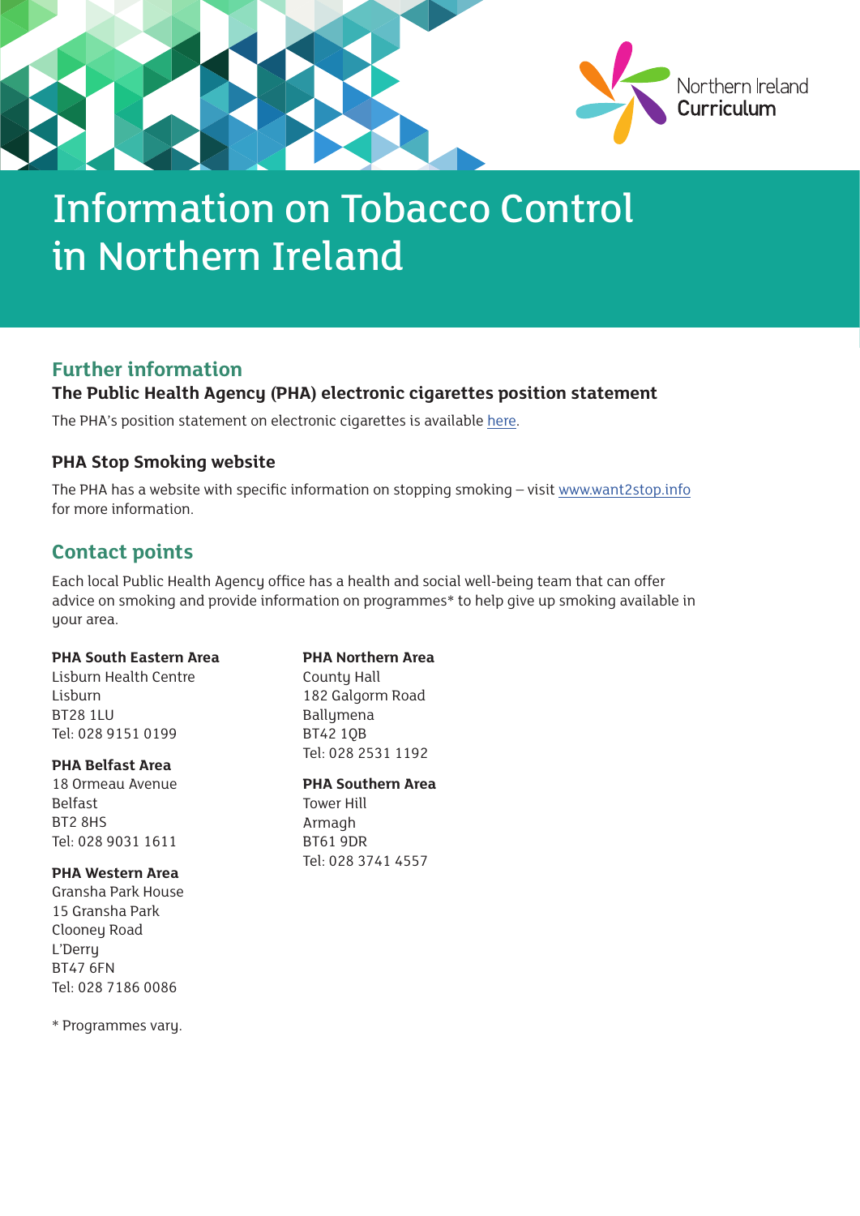# Information on Tobacco Control in Northern Ireland

## Further information

### The Public Health Agency (PHA) electronic cigarettes position statement

The PHA's position statement on electronic cigarettes is available here.

### PHA Stop Smoking website

The PHA has a website with specific information on stopping smoking – visit www.want2stop.info for more information.

## Contact points

Each local Public Health Agency office has a health and social well-being team that can offer advice on smoking and provide information on programmes* to help give up smoking available in your area.

**PHA South Eastern Area**
Lisburn Health Centre
Lisburn
BT28 1LU
Tel: 028 9151 0199

**PHA Belfast Area**
18 Ormeau Avenue
Belfast
BT2 8HS
Tel: 028 9031 1611

**PHA Western Area**
Gransha Park House
15 Gransha Park
Clooney Road
L'Derry
BT47 6FN
Tel: 028 7186 0086

**PHA Northern Area**
County Hall
182 Galgorm Road
Ballymena
BT42 1QB
Tel: 028 2531 1192

**PHA Southern Area**
Tower Hill
Armagh
BT61 9DR
Tel: 028 3741 4557

* Programmes vary.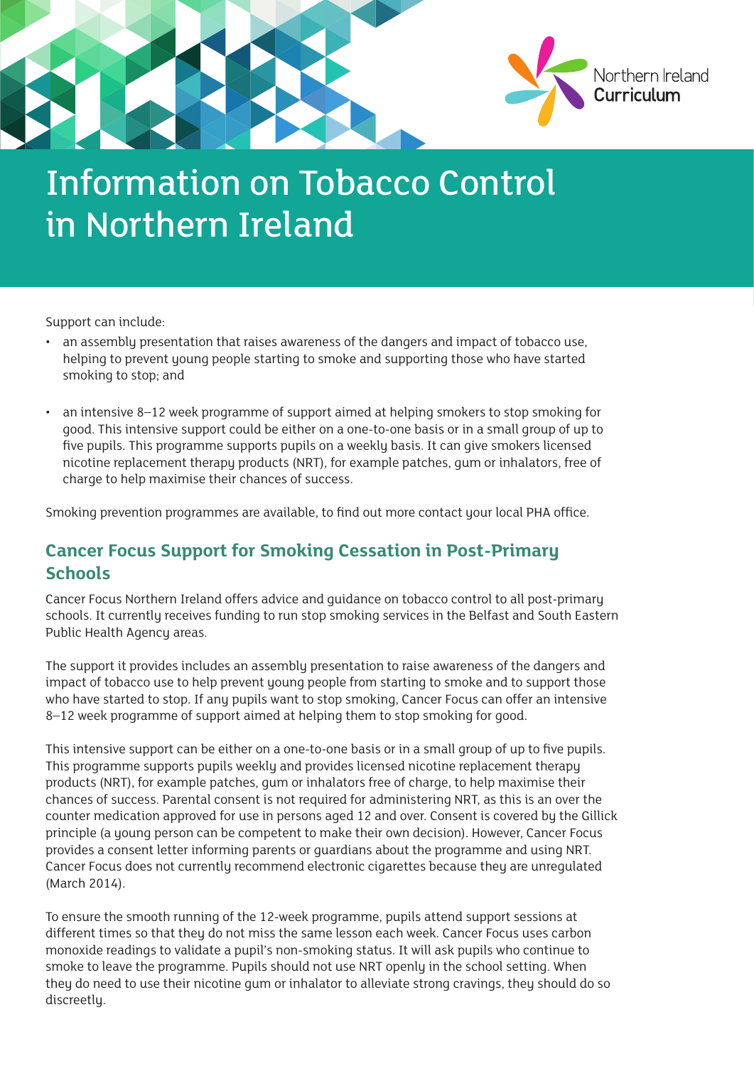# Information on Tobacco Control in Northern Ireland

Support can include:

- an assembly presentation that raises awareness of the dangers and impact of tobacco use, helping to prevent young people starting to smoke and supporting those who have started smoking to stop; and
- an intensive 8–12 week programme of support aimed at helping smokers to stop smoking for good. This intensive support could be either on a one-to-one basis or in a small group of up to five pupils. This programme supports pupils on a weekly basis. It can give smokers licensed nicotine replacement therapy products (NRT), for example patches, gum or inhalators, free of charge to help maximise their chances of success.

Smoking prevention programmes are available, to find out more contact your local PHA office.

## Cancer Focus Support for Smoking Cessation in Post-Primary Schools

Cancer Focus Northern Ireland offers advice and guidance on tobacco control to all post-primary schools. It currently receives funding to run stop smoking services in the Belfast and South Eastern Public Health Agency areas.

The support it provides includes an assembly presentation to raise awareness of the dangers and impact of tobacco use to help prevent young people from starting to smoke and to support those who have started to stop. If any pupils want to stop smoking, Cancer Focus can offer an intensive 8–12 week programme of support aimed at helping them to stop smoking for good.

This intensive support can be either on a one-to-one basis or in a small group of up to five pupils. This programme supports pupils weekly and provides licensed nicotine replacement therapy products (NRT), for example patches, gum or inhalators free of charge, to help maximise their chances of success. Parental consent is not required for administering NRT, as this is an over the counter medication approved for use in persons aged 12 and over. Consent is covered by the Gillick principle (a young person can be competent to make their own decision). However, Cancer Focus provides a consent letter informing parents or guardians about the programme and using NRT. Cancer Focus does not currently recommend electronic cigarettes because they are unregulated (March 2014).

To ensure the smooth running of the 12-week programme, pupils attend support sessions at different times so that they do not miss the same lesson each week. Cancer Focus uses carbon monoxide readings to validate a pupil's non-smoking status. It will ask pupils who continue to smoke to leave the programme. Pupils should not use NRT openly in the school setting. When they do need to use their nicotine gum or inhalator to alleviate strong cravings, they should do so discreetly.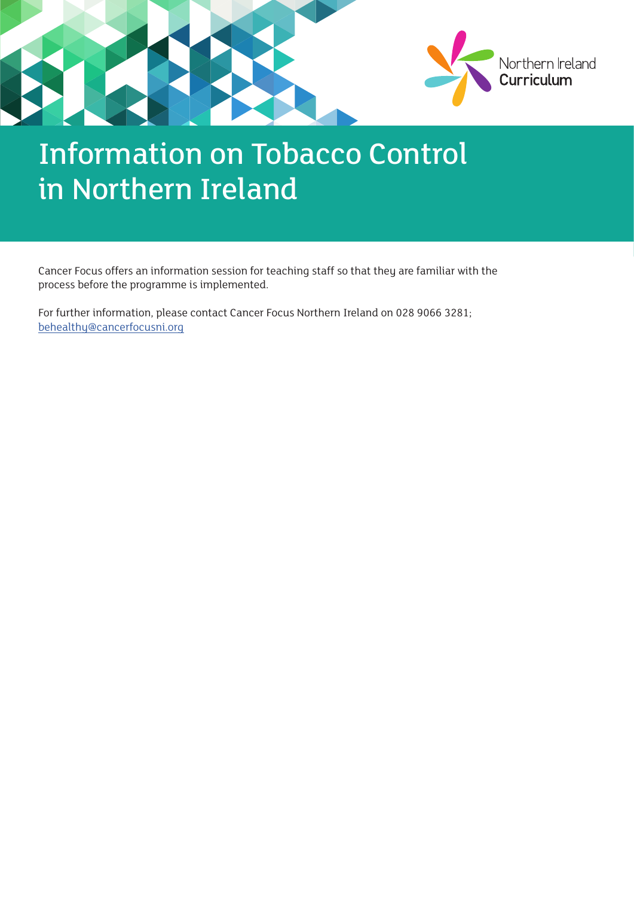# Information on Tobacco Control in Northern Ireland

Cancer Focus offers an information session for teaching staff so that they are familiar with the process before the programme is implemented.

For further information, please contact Cancer Focus Northern Ireland on 028 9066 3281; behealthy@cancerfocusni.org